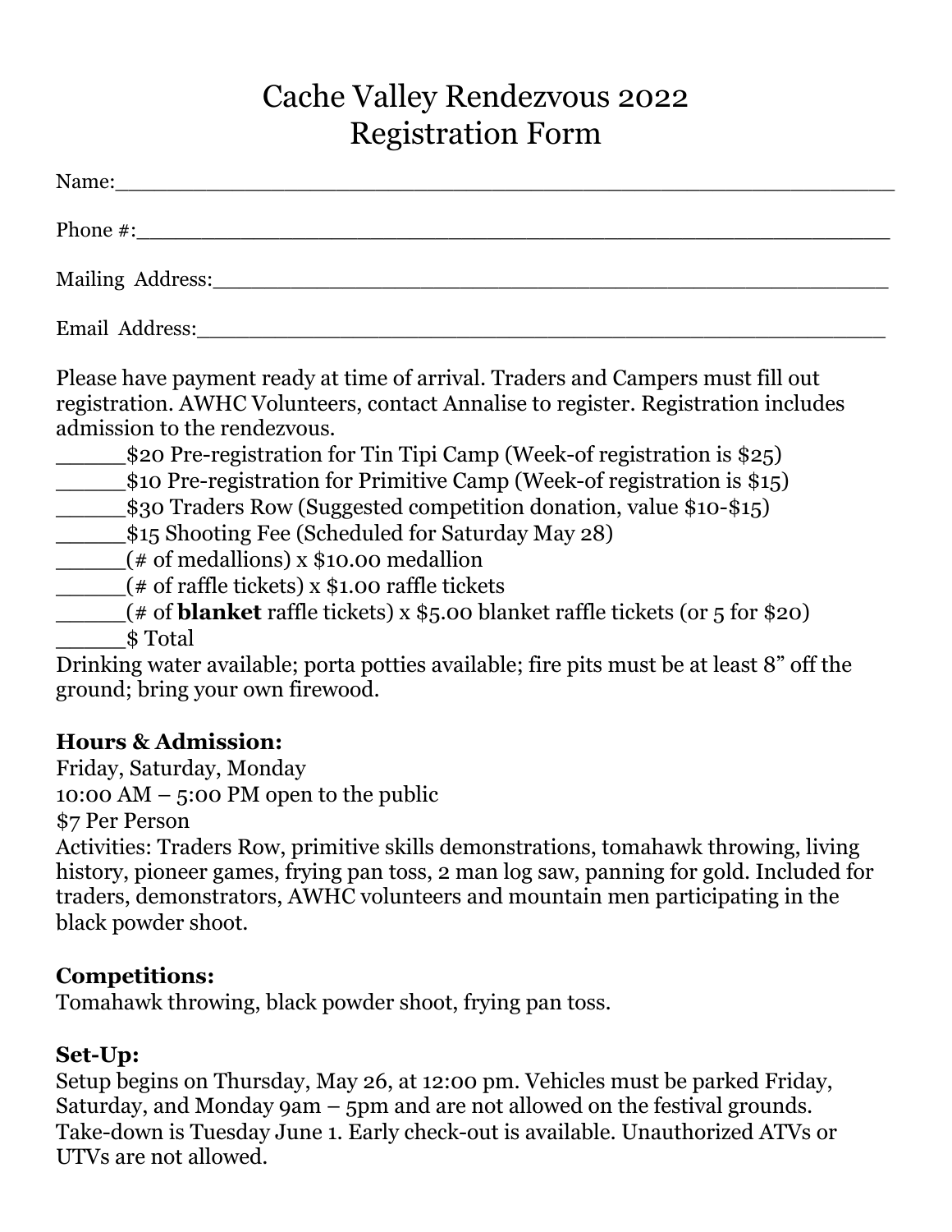# Cache Valley Rendezvous 2022
# Registration Form

Name:\_\_\_\_\_\_\_\_\_\_\_\_\_\_\_\_\_\_\_\_\_\_\_\_\_\_\_\_\_\_\_\_\_\_\_\_\_\_\_\_\_\_\_\_\_\_\_\_\_\_\_\_\_\_\_\_

Phone #:\_\_\_\_\_\_\_\_\_\_\_\_\_\_\_\_\_\_\_\_\_\_\_\_\_\_\_\_\_\_\_\_\_\_\_\_\_\_\_\_\_\_\_\_\_\_\_\_\_\_\_\_\_\_

Mailing Address:\_\_\_\_\_\_\_\_\_\_\_\_\_\_\_\_\_\_\_\_\_\_\_\_\_\_\_\_\_\_\_\_\_\_\_\_\_\_\_\_\_\_\_\_\_\_\_\_

Email Address:\_\_\_\_\_\_\_\_\_\_\_\_\_\_\_\_\_\_\_\_\_\_\_\_\_\_\_\_\_\_\_\_\_\_\_\_\_\_\_\_\_\_\_\_\_\_\_\_\_

Please have payment ready at time of arrival. Traders and Campers must fill out registration. AWHC Volunteers, contact Annalise to register. Registration includes admission to the rendezvous.

\_\_\_\_\_\_$20 Pre-registration for Tin Tipi Camp (Week-of registration is $25)
\_\_\_\_\_\_$10 Pre-registration for Primitive Camp (Week-of registration is $15)
\_\_\_\_\_\_$30 Traders Row (Suggested competition donation, value $10-$15)
\_\_\_\_\_\_$15 Shooting Fee (Scheduled for Saturday May 28)
\_\_\_\_\_\_(# of medallions) x $10.00 medallion
\_\_\_\_\_\_(# of raffle tickets) x $1.00 raffle tickets
\_\_\_\_\_\_(# of **blanket** raffle tickets) x $5.00 blanket raffle tickets (or 5 for $20)
\_\_\_\_\_\_$ Total

Drinking water available; porta potties available; fire pits must be at least 8" off the ground; bring your own firewood.

**Hours & Admission:**
Friday, Saturday, Monday
10:00 AM – 5:00 PM open to the public
$7 Per Person
Activities: Traders Row, primitive skills demonstrations, tomahawk throwing, living history, pioneer games, frying pan toss, 2 man log saw, panning for gold. Included for traders, demonstrators, AWHC volunteers and mountain men participating in the black powder shoot.

**Competitions:**
Tomahawk throwing, black powder shoot, frying pan toss.

**Set-Up:**
Setup begins on Thursday, May 26, at 12:00 pm. Vehicles must be parked Friday, Saturday, and Monday 9am – 5pm and are not allowed on the festival grounds. Take-down is Tuesday June 1. Early check-out is available. Unauthorized ATVs or UTVs are not allowed.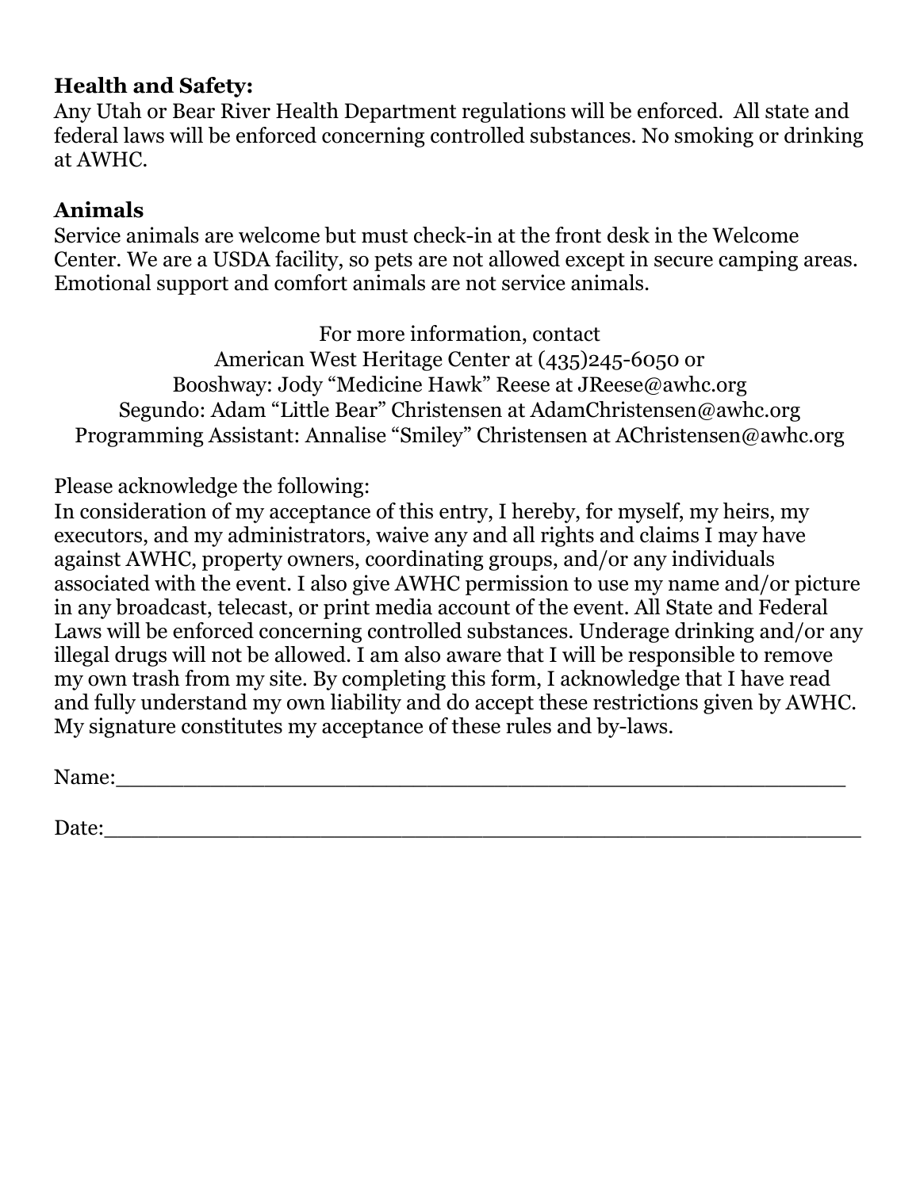**Health and Safety:**
Any Utah or Bear River Health Department regulations will be enforced. All state and federal laws will be enforced concerning controlled substances. No smoking or drinking at AWHC.

**Animals**
Service animals are welcome but must check-in at the front desk in the Welcome Center. We are a USDA facility, so pets are not allowed except in secure camping areas. Emotional support and comfort animals are not service animals.

For more information, contact
American West Heritage Center at (435)245-6050 or
Booshway: Jody "Medicine Hawk" Reese at JReese@awhc.org
Segundo: Adam "Little Bear" Christensen at AdamChristensen@awhc.org
Programming Assistant: Annalise "Smiley" Christensen at AChristensen@awhc.org

Please acknowledge the following:
In consideration of my acceptance of this entry, I hereby, for myself, my heirs, my executors, and my administrators, waive any and all rights and claims I may have against AWHC, property owners, coordinating groups, and/or any individuals associated with the event. I also give AWHC permission to use my name and/or picture in any broadcast, telecast, or print media account of the event. All State and Federal Laws will be enforced concerning controlled substances. Underage drinking and/or any illegal drugs will not be allowed. I am also aware that I will be responsible to remove my own trash from my site. By completing this form, I acknowledge that I have read and fully understand my own liability and do accept these restrictions given by AWHC. My signature constitutes my acceptance of these rules and by-laws.

Name:\_\_\_\_\_\_\_\_\_\_\_\_\_\_\_\_\_\_\_\_\_\_\_\_\_\_\_\_\_\_\_\_\_\_\_\_\_\_\_\_\_\_\_\_\_\_\_\_\_\_\_\_

Date:\_\_\_\_\_\_\_\_\_\_\_\_\_\_\_\_\_\_\_\_\_\_\_\_\_\_\_\_\_\_\_\_\_\_\_\_\_\_\_\_\_\_\_\_\_\_\_\_\_\_\_\_\_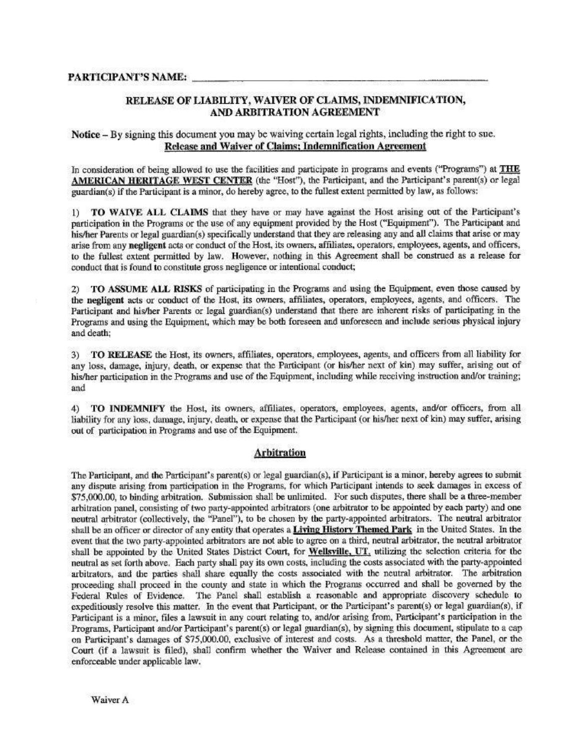**PARTICIPANT'S NAME:** ______________________________

## RELEASE OF LIABILITY, WAIVER OF CLAIMS, INDEMNIFICATION, AND ARBITRATION AGREEMENT

**Notice** – By signing this document you may be waiving certain legal rights, including the right to sue.

**Release and Waiver of Claims; Indemnification Agreement**

In consideration of being allowed to use the facilities and participate in programs and events ("Programs") at **THE AMERICAN HERITAGE WEST CENTER** (the "Host"), the Participant, and the Participant's parent(s) or legal guardian(s) if the Participant is a minor, do hereby agree, to the fullest extent permitted by law, as follows:

1) **TO WAIVE ALL CLAIMS** that they have or may have against the Host arising out of the Participant's participation in the Programs or the use of any equipment provided by the Host ("Equipment"). The Participant and his/her Parents or legal guardian(s) specifically understand that they are releasing any and all claims that arise or may arise from any **negligent** acts or conduct of the Host, its owners, affiliates, operators, employees, agents, and officers, to the fullest extent permitted by law. However, nothing in this Agreement shall be construed as a release for conduct that is found to constitute gross negligence or intentional conduct;

2) **TO ASSUME ALL RISKS** of participating in the Programs and using the Equipment, even those caused by the **negligent** acts or conduct of the Host, its owners, affiliates, operators, employees, agents, and officers. The Participant and his/her Parents or legal guardian(s) understand that there are inherent risks of participating in the Programs and using the Equipment, which may be both foreseen and unforeseen and include serious physical injury and death;

3) **TO RELEASE** the Host, its owners, affiliates, operators, employees, agents, and officers from all liability for any loss, damage, injury, death, or expense that the Participant (or his/her next of kin) may suffer, arising out of his/her participation in the Programs and use of the Equipment, including while receiving instruction and/or training; and

4) **TO INDEMNIFY** the Host, its owners, affiliates, operators, employees, agents, and/or officers, from all liability for any loss, damage, injury, death, or expense that the Participant (or his/her next of kin) may suffer, arising out of participation in Programs and use of the Equipment.

### Arbitration

The Participant, and the Participant's parent(s) or legal guardian(s), if Participant is a minor, hereby agrees to submit any dispute arising from participation in the Programs, for which Participant intends to seek damages in excess of $75,000.00, to binding arbitration. Submission shall be unlimited. For such disputes, there shall be a three-member arbitration panel, consisting of two party-appointed arbitrators (one arbitrator to be appointed by each party) and one neutral arbitrator (collectively, the "Panel"), to be chosen by the party-appointed arbitrators. The neutral arbitrator shall be an officer or director of any entity that operates a **Living History Themed Park** in the United States. In the event that the two party-appointed arbitrators are not able to agree on a third, neutral arbitrator, the neutral arbitrator shall be appointed by the United States District Court, for **Wellsville, UT**, utilizing the selection criteria for the neutral as set forth above. Each party shall pay its own costs, including the costs associated with the party-appointed arbitrators, and the parties shall share equally the costs associated with the neutral arbitrator. The arbitration proceeding shall proceed in the county and state in which the Programs occurred and shall be governed by the Federal Rules of Evidence. The Panel shall establish a reasonable and appropriate discovery schedule to expeditiously resolve this matter. In the event that Participant, or the Participant's parent(s) or legal guardian(s), if Participant is a minor, files a lawsuit in any court relating to, and/or arising from, Participant's participation in the Programs, Participant and/or Participant's parent(s) or legal guardian(s), by signing this document, stipulate to a cap on Participant's damages of $75,000.00, exclusive of interest and costs. As a threshold matter, the Panel, or the Court (if a lawsuit is filed), shall confirm whether the Waiver and Release contained in this Agreement are enforceable under applicable law.

Waiver A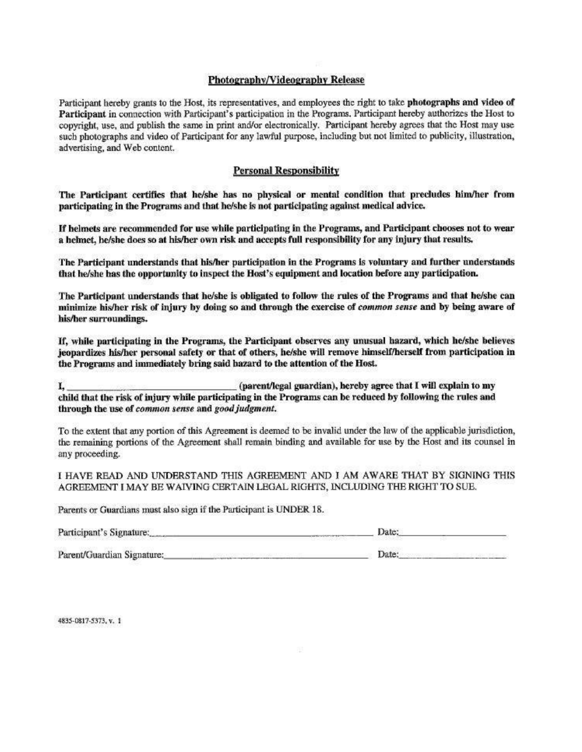## Photography/Videography Release

Participant hereby grants to the Host, its representatives, and employees the right to take **photographs and video of Participant** in connection with Participant's participation in the Programs. Participant hereby authorizes the Host to copyright, use, and publish the same in print and/or electronically. Participant hereby agrees that the Host may use such photographs and video of Participant for any lawful purpose, including but not limited to publicity, illustration, advertising, and Web content.

## Personal Responsibility

**The Participant certifies that he/she has no physical or mental condition that precludes him/her from participating in the Programs and that he/she is not participating against medical advice.**

**If helmets are recommended for use while participating in the Programs, and Participant chooses not to wear a helmet, he/she does so at his/her own risk and accepts full responsibility for any injury that results.**

**The Participant understands that his/her participation in the Programs is voluntary and further understands that he/she has the opportunity to inspect the Host's equipment and location before any participation.**

**The Participant understands that he/she is obligated to follow the rules of the Programs and that he/she can minimize his/her risk of injury by doing so and through the exercise of *common sense* and by being aware of his/her surroundings.**

**If, while participating in the Programs, the Participant observes any unusual hazard, which he/she believes jeopardizes his/her personal safety or that of others, he/she will remove himself/herself from participation in the Programs and immediately bring said hazard to the attention of the Host.**

**I, ______________________________ (parent/legal guardian), hereby agree that I will explain to my child that the risk of injury while participating in the Programs can be reduced by following the rules and through the use of *common sense* and *good judgment*.**

To the extent that any portion of this Agreement is deemed to be invalid under the law of the applicable jurisdiction, the remaining portions of the Agreement shall remain binding and available for use by the Host and its counsel in any proceeding.

I HAVE READ AND UNDERSTAND THIS AGREEMENT AND I AM AWARE THAT BY SIGNING THIS AGREEMENT I MAY BE WAIVING CERTAIN LEGAL RIGHTS, INCLUDING THE RIGHT TO SUE.

Parents or Guardians must also sign if the Participant is UNDER 18.

Participant's Signature:______________________________________ Date:____________________

Parent/Guardian Signature:____________________________________ Date:____________________

4835-0817-5373, v. 1